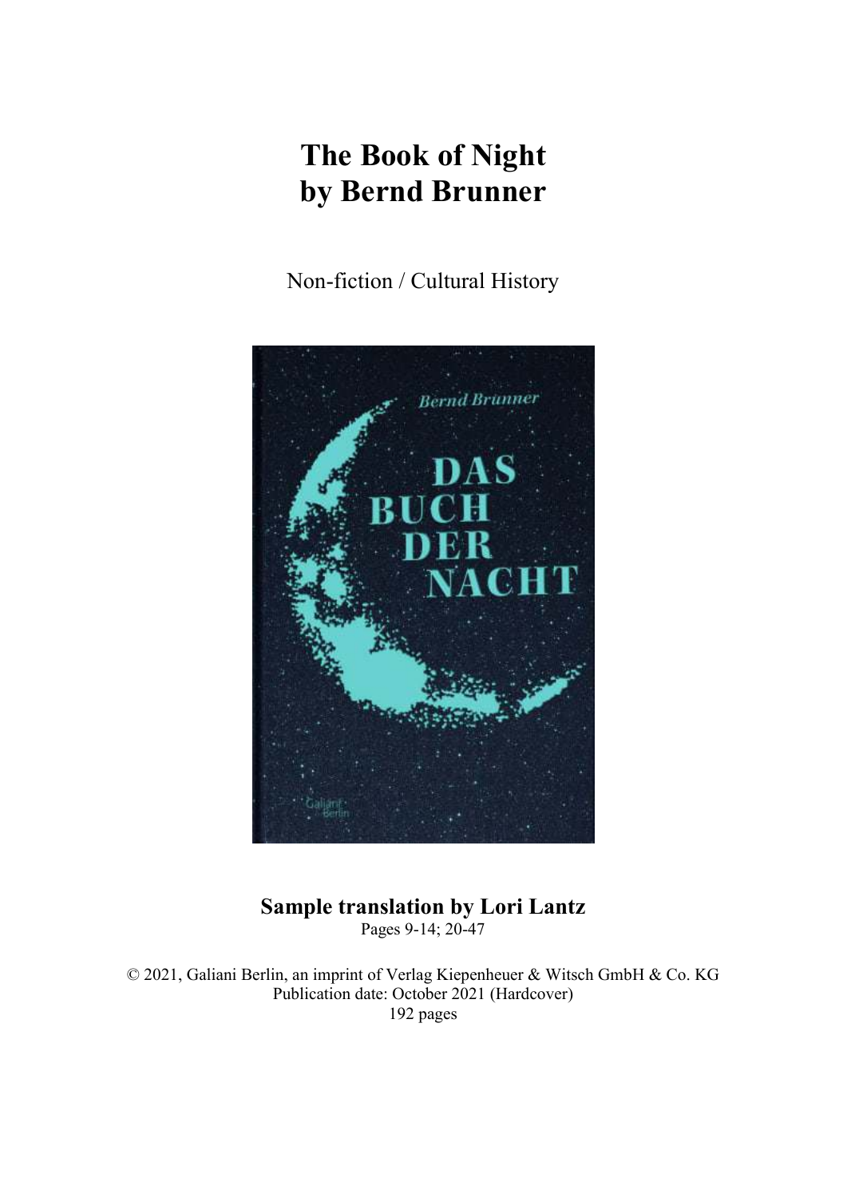# The Book of Night
# by Bernd Brunner

Non-fiction / Cultural History

**Sample translation by Lori Lantz**
Pages 9-14; 20-47

© 2021, Galiani Berlin, an imprint of Verlag Kiepenheuer & Witsch GmbH & Co. KG
Publication date: October 2021 (Hardcover)
192 pages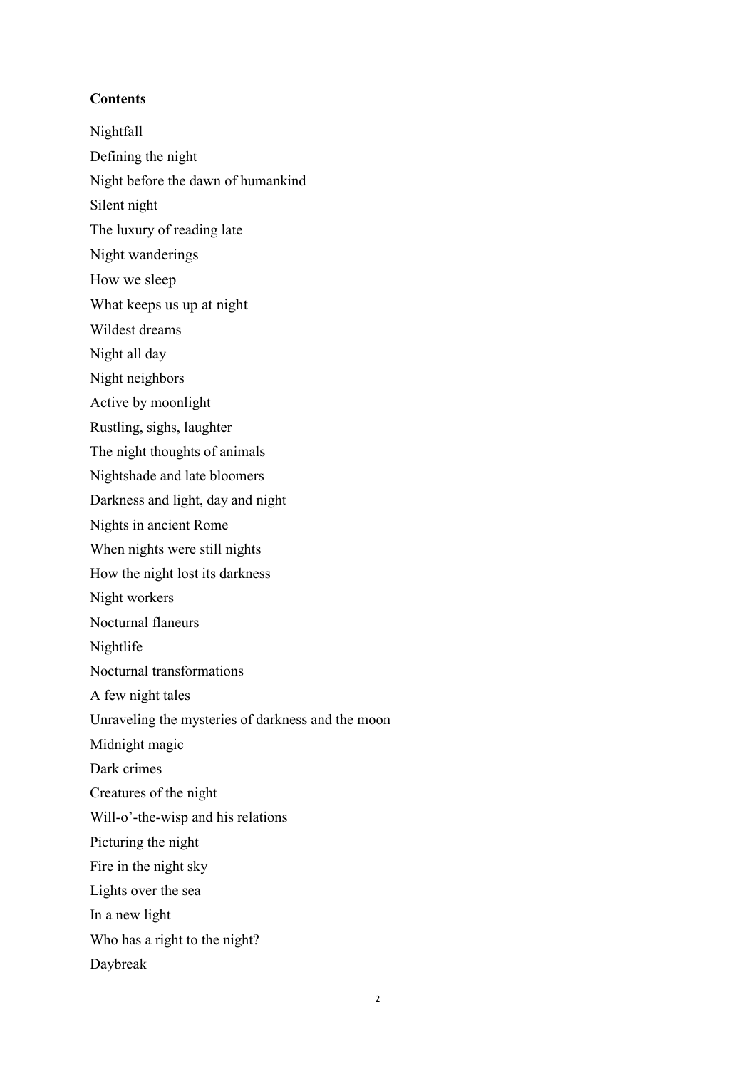**Contents**

Nightfall

Defining the night

Night before the dawn of humankind

Silent night

The luxury of reading late

Night wanderings

How we sleep

What keeps us up at night

Wildest dreams

Night all day

Night neighbors

Active by moonlight

Rustling, sighs, laughter

The night thoughts of animals

Nightshade and late bloomers

Darkness and light, day and night

Nights in ancient Rome

When nights were still nights

How the night lost its darkness

Night workers

Nocturnal flaneurs

Nightlife

Nocturnal transformations

A few night tales

Unraveling the mysteries of darkness and the moon

Midnight magic

Dark crimes

Creatures of the night

Will-o'-the-wisp and his relations

Picturing the night

Fire in the night sky

Lights over the sea

In a new light

Who has a right to the night?

Daybreak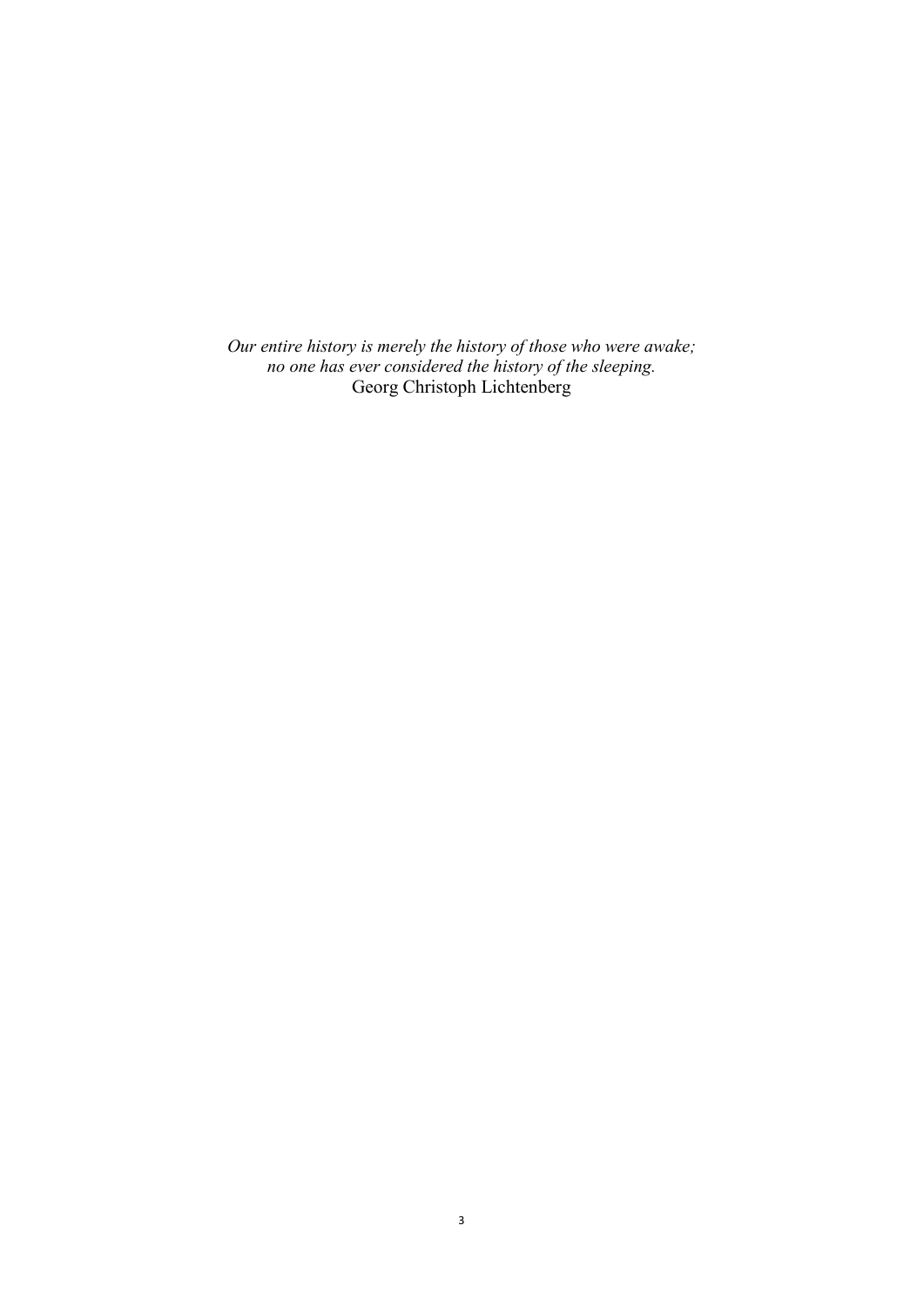*Our entire history is merely the history of those who were awake;*
*no one has ever considered the history of the sleeping.*
Georg Christoph Lichtenberg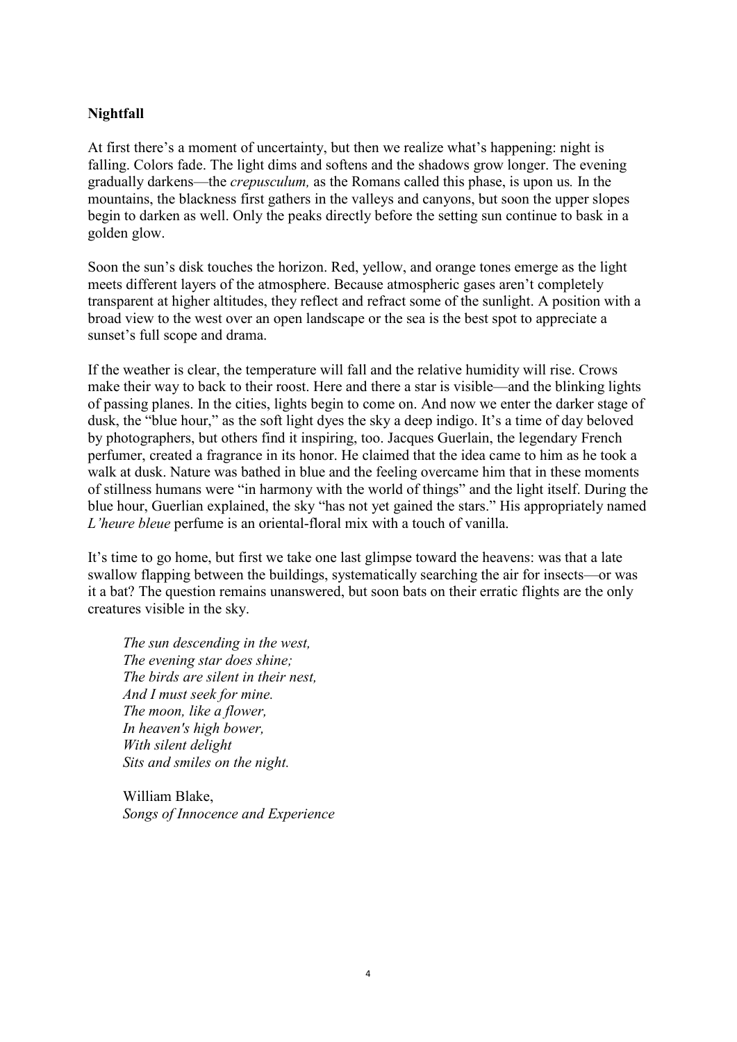**Nightfall**

At first there's a moment of uncertainty, but then we realize what's happening: night is falling. Colors fade. The light dims and softens and the shadows grow longer. The evening gradually darkens—the *crepusculum,* as the Romans called this phase, is upon us*.* In the mountains, the blackness first gathers in the valleys and canyons, but soon the upper slopes begin to darken as well. Only the peaks directly before the setting sun continue to bask in a golden glow.

Soon the sun's disk touches the horizon. Red, yellow, and orange tones emerge as the light meets different layers of the atmosphere. Because atmospheric gases aren't completely transparent at higher altitudes, they reflect and refract some of the sunlight. A position with a broad view to the west over an open landscape or the sea is the best spot to appreciate a sunset's full scope and drama.

If the weather is clear, the temperature will fall and the relative humidity will rise. Crows make their way to back to their roost. Here and there a star is visible—and the blinking lights of passing planes. In the cities, lights begin to come on. And now we enter the darker stage of dusk, the "blue hour," as the soft light dyes the sky a deep indigo. It's a time of day beloved by photographers, but others find it inspiring, too. Jacques Guerlain, the legendary French perfumer, created a fragrance in its honor. He claimed that the idea came to him as he took a walk at dusk. Nature was bathed in blue and the feeling overcame him that in these moments of stillness humans were "in harmony with the world of things" and the light itself. During the blue hour, Guerlian explained, the sky "has not yet gained the stars." His appropriately named *L'heure bleue* perfume is an oriental-floral mix with a touch of vanilla.

It's time to go home, but first we take one last glimpse toward the heavens: was that a late swallow flapping between the buildings, systematically searching the air for insects—or was it a bat? The question remains unanswered, but soon bats on their erratic flights are the only creatures visible in the sky.

> *The sun descending in the west,*
> *The evening star does shine;*
> *The birds are silent in their nest,*
> *And I must seek for mine.*
> *The moon, like a flower,*
> *In heaven's high bower,*
> *With silent delight*
> *Sits and smiles on the night.*
>
> William Blake,
> *Songs of Innocence and Experience*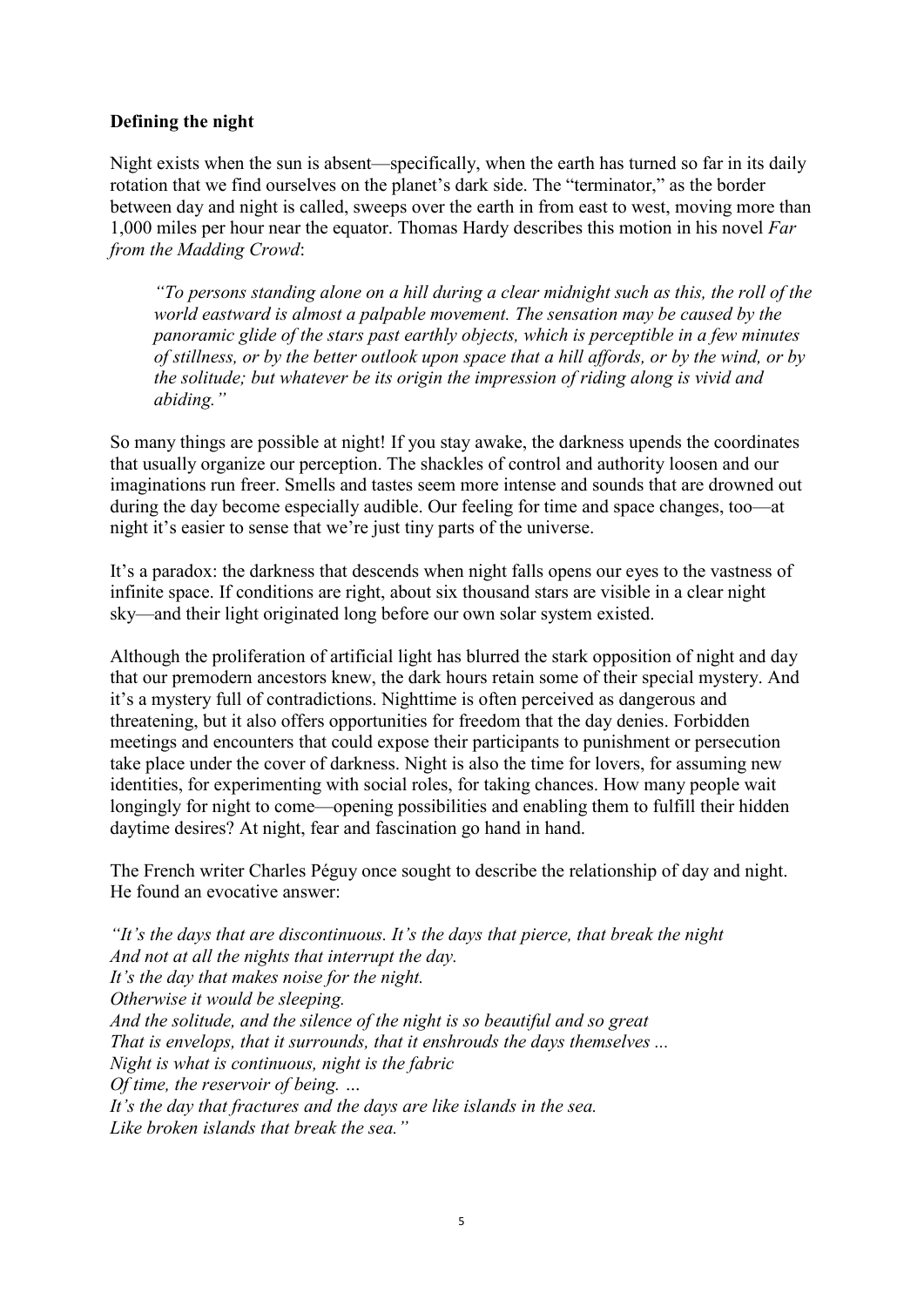**Defining the night**

Night exists when the sun is absent—specifically, when the earth has turned so far in its daily rotation that we find ourselves on the planet's dark side. The "terminator," as the border between day and night is called, sweeps over the earth in from east to west, moving more than 1,000 miles per hour near the equator. Thomas Hardy describes this motion in his novel *Far from the Madding Crowd*:

> *"To persons standing alone on a hill during a clear midnight such as this, the roll of the world eastward is almost a palpable movement. The sensation may be caused by the panoramic glide of the stars past earthly objects, which is perceptible in a few minutes of stillness, or by the better outlook upon space that a hill affords, or by the wind, or by the solitude; but whatever be its origin the impression of riding along is vivid and abiding."*

So many things are possible at night! If you stay awake, the darkness upends the coordinates that usually organize our perception. The shackles of control and authority loosen and our imaginations run freer. Smells and tastes seem more intense and sounds that are drowned out during the day become especially audible. Our feeling for time and space changes, too—at night it's easier to sense that we're just tiny parts of the universe.

It's a paradox: the darkness that descends when night falls opens our eyes to the vastness of infinite space. If conditions are right, about six thousand stars are visible in a clear night sky—and their light originated long before our own solar system existed.

Although the proliferation of artificial light has blurred the stark opposition of night and day that our premodern ancestors knew, the dark hours retain some of their special mystery. And it's a mystery full of contradictions. Nighttime is often perceived as dangerous and threatening, but it also offers opportunities for freedom that the day denies. Forbidden meetings and encounters that could expose their participants to punishment or persecution take place under the cover of darkness. Night is also the time for lovers, for assuming new identities, for experimenting with social roles, for taking chances. How many people wait longingly for night to come—opening possibilities and enabling them to fulfill their hidden daytime desires? At night, fear and fascination go hand in hand.

The French writer Charles Péguy once sought to describe the relationship of day and night. He found an evocative answer:

*"It's the days that are discontinuous. It's the days that pierce, that break the night*
*And not at all the nights that interrupt the day.*
*It's the day that makes noise for the night.*
*Otherwise it would be sleeping.*
*And the solitude, and the silence of the night is so beautiful and so great*
*That is envelops, that it surrounds, that it enshrouds the days themselves ...*
*Night is what is continuous, night is the fabric*
*Of time, the reservoir of being. …*
*It's the day that fractures and the days are like islands in the sea.*
*Like broken islands that break the sea."*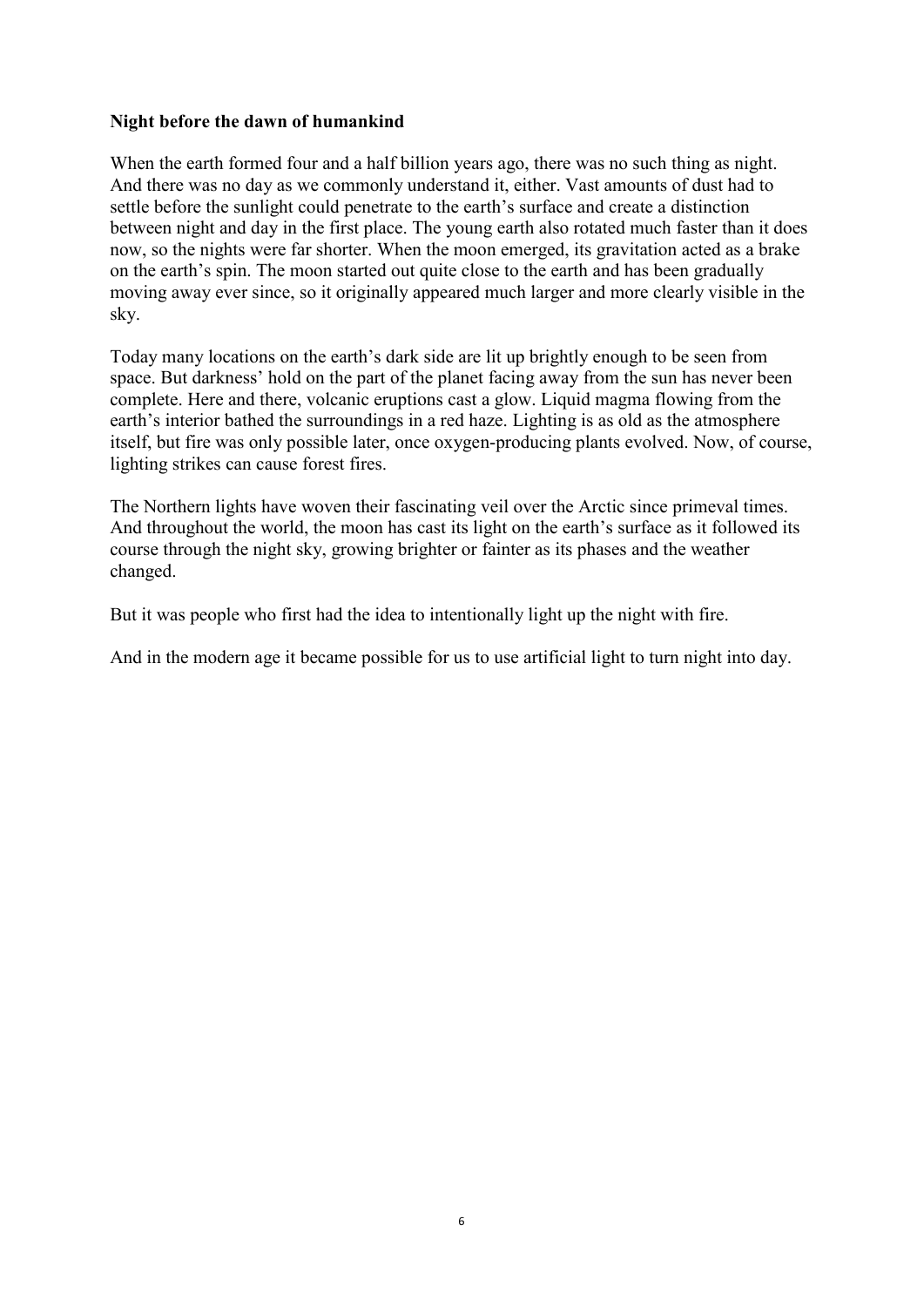**Night before the dawn of humankind**

When the earth formed four and a half billion years ago, there was no such thing as night. And there was no day as we commonly understand it, either. Vast amounts of dust had to settle before the sunlight could penetrate to the earth's surface and create a distinction between night and day in the first place. The young earth also rotated much faster than it does now, so the nights were far shorter. When the moon emerged, its gravitation acted as a brake on the earth's spin. The moon started out quite close to the earth and has been gradually moving away ever since, so it originally appeared much larger and more clearly visible in the sky.

Today many locations on the earth's dark side are lit up brightly enough to be seen from space. But darkness' hold on the part of the planet facing away from the sun has never been complete. Here and there, volcanic eruptions cast a glow. Liquid magma flowing from the earth's interior bathed the surroundings in a red haze. Lighting is as old as the atmosphere itself, but fire was only possible later, once oxygen-producing plants evolved. Now, of course, lighting strikes can cause forest fires.

The Northern lights have woven their fascinating veil over the Arctic since primeval times. And throughout the world, the moon has cast its light on the earth's surface as it followed its course through the night sky, growing brighter or fainter as its phases and the weather changed.

But it was people who first had the idea to intentionally light up the night with fire.

And in the modern age it became possible for us to use artificial light to turn night into day.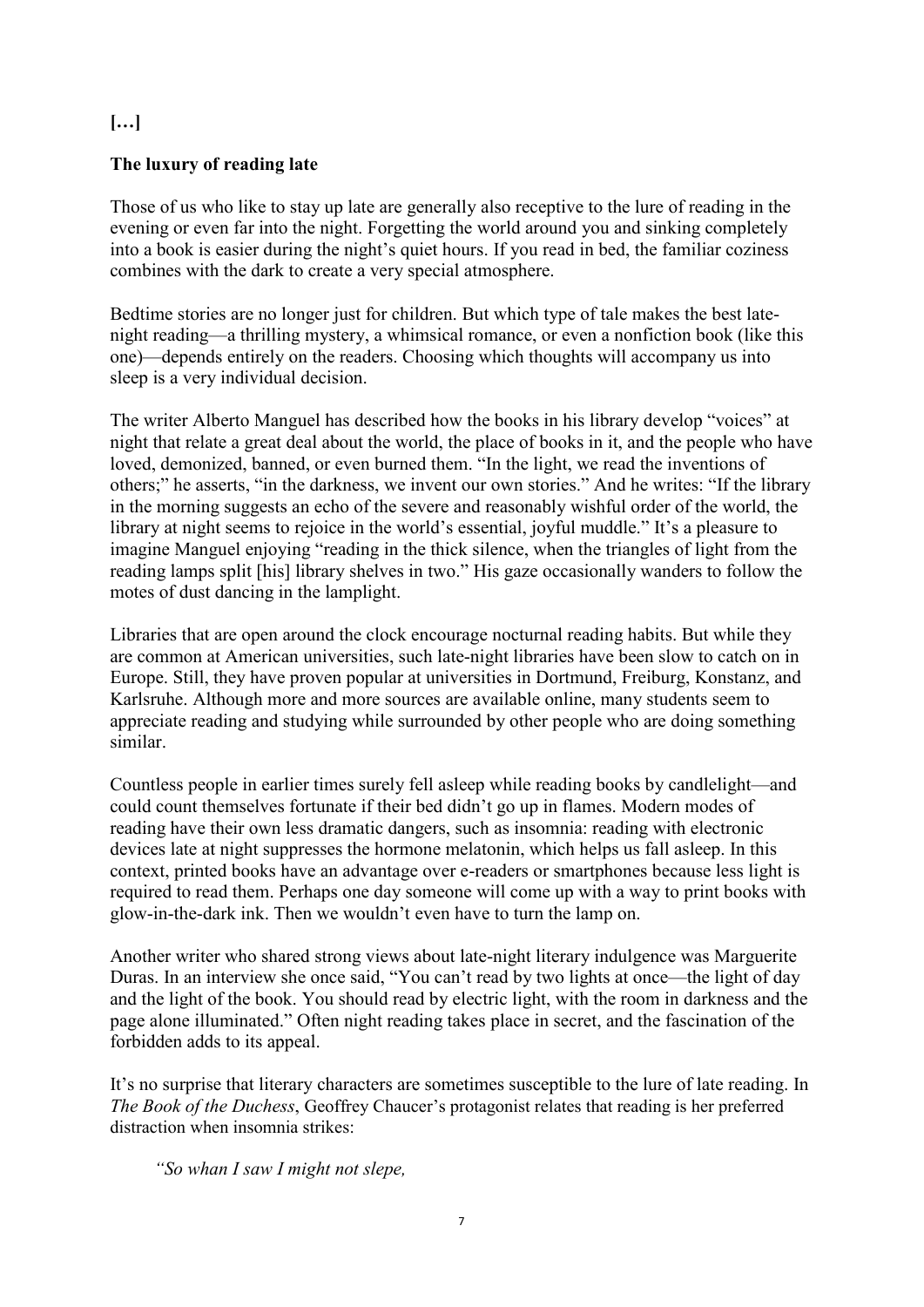**[…]**

**The luxury of reading late**

Those of us who like to stay up late are generally also receptive to the lure of reading in the evening or even far into the night. Forgetting the world around you and sinking completely into a book is easier during the night's quiet hours. If you read in bed, the familiar coziness combines with the dark to create a very special atmosphere.

Bedtime stories are no longer just for children. But which type of tale makes the best late-night reading—a thrilling mystery, a whimsical romance, or even a nonfiction book (like this one)—depends entirely on the readers. Choosing which thoughts will accompany us into sleep is a very individual decision.

The writer Alberto Manguel has described how the books in his library develop "voices" at night that relate a great deal about the world, the place of books in it, and the people who have loved, demonized, banned, or even burned them. "In the light, we read the inventions of others;" he asserts, "in the darkness, we invent our own stories." And he writes: "If the library in the morning suggests an echo of the severe and reasonably wishful order of the world, the library at night seems to rejoice in the world's essential, joyful muddle." It's a pleasure to imagine Manguel enjoying "reading in the thick silence, when the triangles of light from the reading lamps split [his] library shelves in two." His gaze occasionally wanders to follow the motes of dust dancing in the lamplight.

Libraries that are open around the clock encourage nocturnal reading habits. But while they are common at American universities, such late-night libraries have been slow to catch on in Europe. Still, they have proven popular at universities in Dortmund, Freiburg, Konstanz, and Karlsruhe. Although more and more sources are available online, many students seem to appreciate reading and studying while surrounded by other people who are doing something similar.

Countless people in earlier times surely fell asleep while reading books by candlelight—and could count themselves fortunate if their bed didn't go up in flames. Modern modes of reading have their own less dramatic dangers, such as insomnia: reading with electronic devices late at night suppresses the hormone melatonin, which helps us fall asleep. In this context, printed books have an advantage over e-readers or smartphones because less light is required to read them. Perhaps one day someone will come up with a way to print books with glow-in-the-dark ink. Then we wouldn't even have to turn the lamp on.

Another writer who shared strong views about late-night literary indulgence was Marguerite Duras. In an interview she once said, "You can't read by two lights at once—the light of day and the light of the book. You should read by electric light, with the room in darkness and the page alone illuminated." Often night reading takes place in secret, and the fascination of the forbidden adds to its appeal.

It's no surprise that literary characters are sometimes susceptible to the lure of late reading. In *The Book of the Duchess*, Geoffrey Chaucer's protagonist relates that reading is her preferred distraction when insomnia strikes:

> *"So whan I saw I might not slepe,*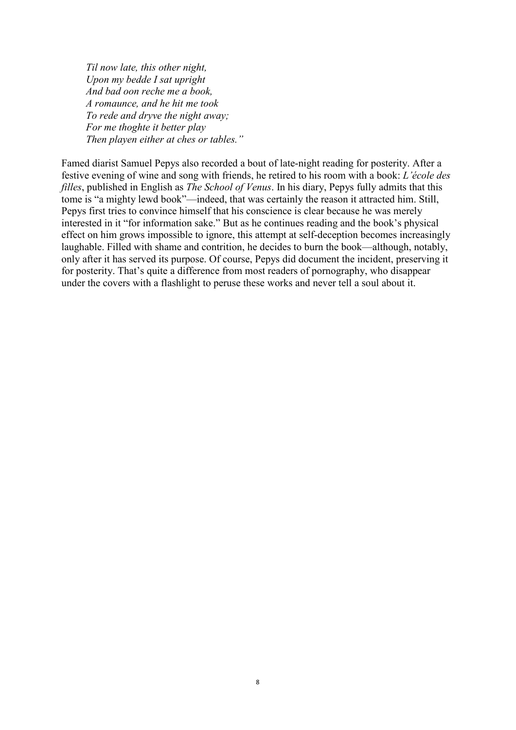*Til now late, this other night,*  
*Upon my bedde I sat upright*  
*And bad oon reche me a book,*  
*A romaunce, and he hit me took*  
*To rede and dryve the night away;*  
*For me thoghte it better play*  
*Then playen either at ches or tables."*

Famed diarist Samuel Pepys also recorded a bout of late-night reading for posterity. After a festive evening of wine and song with friends, he retired to his room with a book: *L'école des filles*, published in English as *The School of Venus*. In his diary, Pepys fully admits that this tome is "a mighty lewd book"—indeed, that was certainly the reason it attracted him. Still, Pepys first tries to convince himself that his conscience is clear because he was merely interested in it "for information sake." But as he continues reading and the book's physical effect on him grows impossible to ignore, this attempt at self-deception becomes increasingly laughable. Filled with shame and contrition, he decides to burn the book—although, notably, only after it has served its purpose. Of course, Pepys did document the incident, preserving it for posterity. That's quite a difference from most readers of pornography, who disappear under the covers with a flashlight to peruse these works and never tell a soul about it.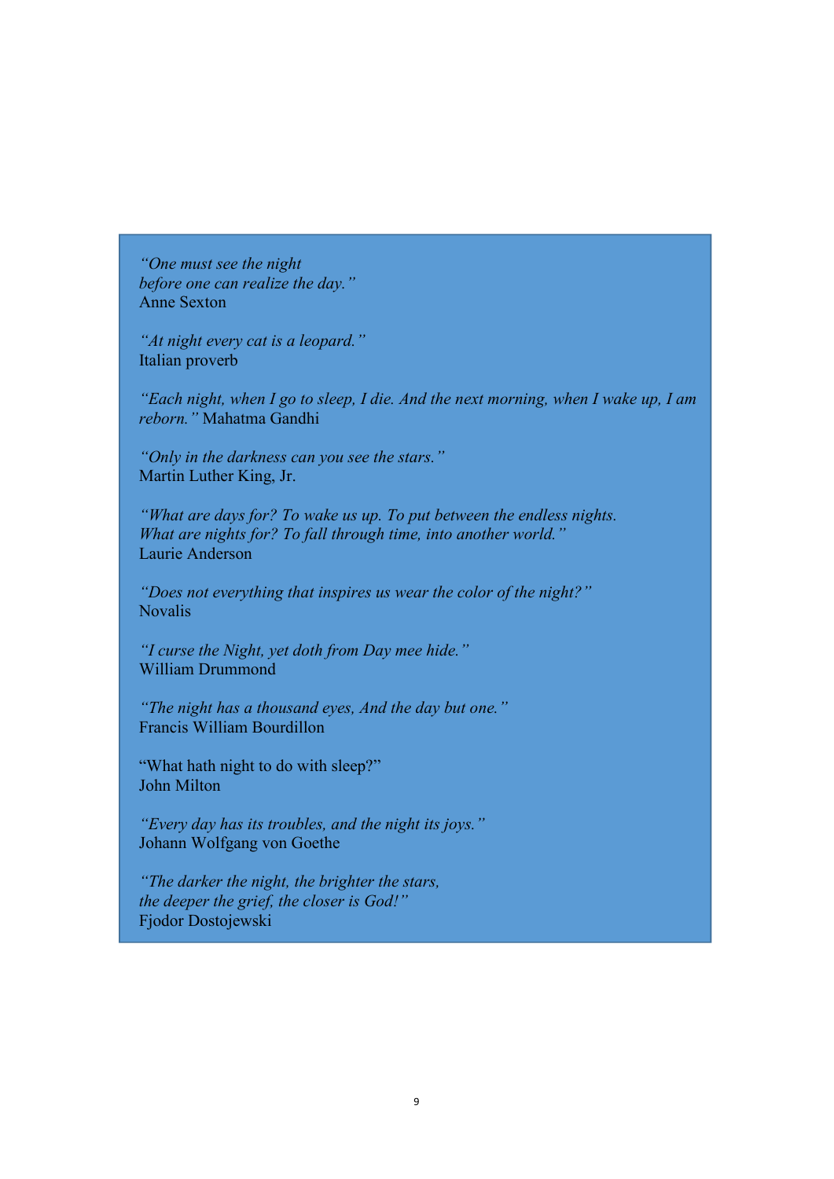*"One must see the night*
*before one can realize the day."*
Anne Sexton

*"At night every cat is a leopard."*
Italian proverb

*"Each night, when I go to sleep, I die. And the next morning, when I wake up, I am reborn."* Mahatma Gandhi

*"Only in the darkness can you see the stars."*
Martin Luther King, Jr.

*"What are days for? To wake us up. To put between the endless nights.*
*What are nights for? To fall through time, into another world."*
Laurie Anderson

*"Does not everything that inspires us wear the color of the night?"*
Novalis

*"I curse the Night, yet doth from Day mee hide."*
William Drummond

*"The night has a thousand eyes, And the day but one."*
Francis William Bourdillon

"What hath night to do with sleep?"
John Milton

*"Every day has its troubles, and the night its joys."*
Johann Wolfgang von Goethe

*"The darker the night, the brighter the stars,*
*the deeper the grief, the closer is God!"*
Fjodor Dostojewski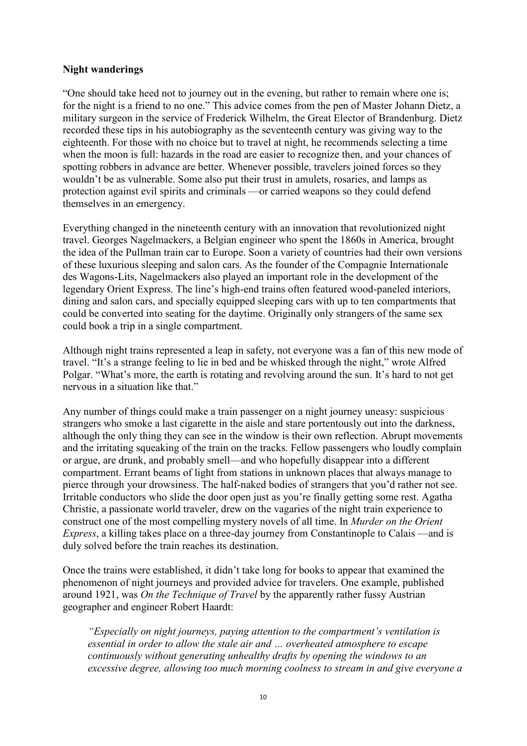**Night wanderings**

"One should take heed not to journey out in the evening, but rather to remain where one is; for the night is a friend to no one." This advice comes from the pen of Master Johann Dietz, a military surgeon in the service of Frederick Wilhelm, the Great Elector of Brandenburg. Dietz recorded these tips in his autobiography as the seventeenth century was giving way to the eighteenth. For those with no choice but to travel at night, he recommends selecting a time when the moon is full: hazards in the road are easier to recognize then, and your chances of spotting robbers in advance are better. Whenever possible, travelers joined forces so they wouldn't be as vulnerable. Some also put their trust in amulets, rosaries, and lamps as protection against evil spirits and criminals —or carried weapons so they could defend themselves in an emergency.

Everything changed in the nineteenth century with an innovation that revolutionized night travel. Georges Nagelmackers, a Belgian engineer who spent the 1860s in America, brought the idea of the Pullman train car to Europe. Soon a variety of countries had their own versions of these luxurious sleeping and salon cars. As the founder of the Compagnie Internationale des Wagons-Lits, Nagelmackers also played an important role in the development of the legendary Orient Express. The line's high-end trains often featured wood-paneled interiors, dining and salon cars, and specially equipped sleeping cars with up to ten compartments that could be converted into seating for the daytime. Originally only strangers of the same sex could book a trip in a single compartment.

Although night trains represented a leap in safety, not everyone was a fan of this new mode of travel. "It's a strange feeling to lie in bed and be whisked through the night," wrote Alfred Polgar. "What's more, the earth is rotating and revolving around the sun. It's hard to not get nervous in a situation like that."

Any number of things could make a train passenger on a night journey uneasy: suspicious strangers who smoke a last cigarette in the aisle and stare portentously out into the darkness, although the only thing they can see in the window is their own reflection. Abrupt movements and the irritating squeaking of the train on the tracks. Fellow passengers who loudly complain or argue, are drunk, and probably smell—and who hopefully disappear into a different compartment. Errant beams of light from stations in unknown places that always manage to pierce through your drowsiness. The half-naked bodies of strangers that you'd rather not see. Irritable conductors who slide the door open just as you're finally getting some rest. Agatha Christie, a passionate world traveler, drew on the vagaries of the night train experience to construct one of the most compelling mystery novels of all time. In *Murder on the Orient Express*, a killing takes place on a three-day journey from Constantinople to Calais —and is duly solved before the train reaches its destination.

Once the trains were established, it didn't take long for books to appear that examined the phenomenon of night journeys and provided advice for travelers. One example, published around 1921, was *On the Technique of Travel* by the apparently rather fussy Austrian geographer and engineer Robert Haardt:

*"Especially on night journeys, paying attention to the compartment's ventilation is essential in order to allow the stale air and … overheated atmosphere to escape continuously without generating unhealthy drafts by opening the windows to an excessive degree, allowing too much morning coolness to stream in and give everyone a*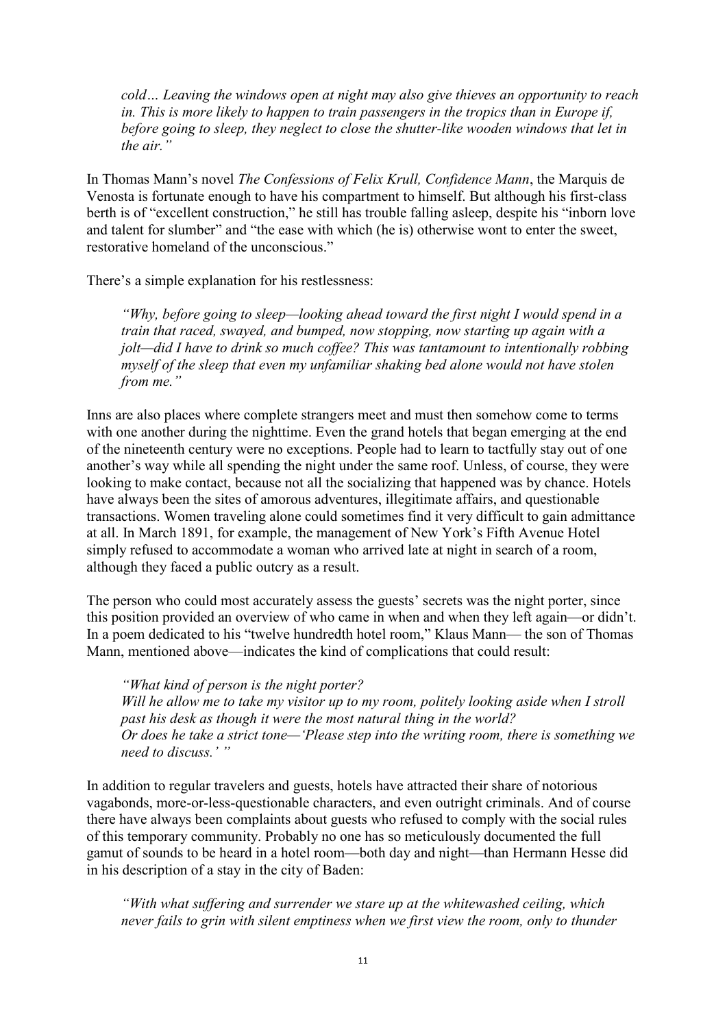*cold… Leaving the windows open at night may also give thieves an opportunity to reach in. This is more likely to happen to train passengers in the tropics than in Europe if, before going to sleep, they neglect to close the shutter-like wooden windows that let in the air."*

In Thomas Mann's novel *The Confessions of Felix Krull, Confidence Mann*, the Marquis de Venosta is fortunate enough to have his compartment to himself. But although his first-class berth is of "excellent construction," he still has trouble falling asleep, despite his "inborn love and talent for slumber" and "the ease with which (he is) otherwise wont to enter the sweet, restorative homeland of the unconscious."

There's a simple explanation for his restlessness:

> *"Why, before going to sleep—looking ahead toward the first night I would spend in a train that raced, swayed, and bumped, now stopping, now starting up again with a jolt—did I have to drink so much coffee? This was tantamount to intentionally robbing myself of the sleep that even my unfamiliar shaking bed alone would not have stolen from me."*

Inns are also places where complete strangers meet and must then somehow come to terms with one another during the nighttime. Even the grand hotels that began emerging at the end of the nineteenth century were no exceptions. People had to learn to tactfully stay out of one another's way while all spending the night under the same roof. Unless, of course, they were looking to make contact, because not all the socializing that happened was by chance. Hotels have always been the sites of amorous adventures, illegitimate affairs, and questionable transactions. Women traveling alone could sometimes find it very difficult to gain admittance at all. In March 1891, for example, the management of New York's Fifth Avenue Hotel simply refused to accommodate a woman who arrived late at night in search of a room, although they faced a public outcry as a result.

The person who could most accurately assess the guests' secrets was the night porter, since this position provided an overview of who came in when and when they left again—or didn't. In a poem dedicated to his "twelve hundredth hotel room," Klaus Mann— the son of Thomas Mann, mentioned above—indicates the kind of complications that could result:

> *"What kind of person is the night porter?*
> *Will he allow me to take my visitor up to my room, politely looking aside when I stroll past his desk as though it were the most natural thing in the world?*
> *Or does he take a strict tone—'Please step into the writing room, there is something we need to discuss.' "*

In addition to regular travelers and guests, hotels have attracted their share of notorious vagabonds, more-or-less-questionable characters, and even outright criminals. And of course there have always been complaints about guests who refused to comply with the social rules of this temporary community. Probably no one has so meticulously documented the full gamut of sounds to be heard in a hotel room—both day and night—than Hermann Hesse did in his description of a stay in the city of Baden:

> *"With what suffering and surrender we stare up at the whitewashed ceiling, which never fails to grin with silent emptiness when we first view the room, only to thunder*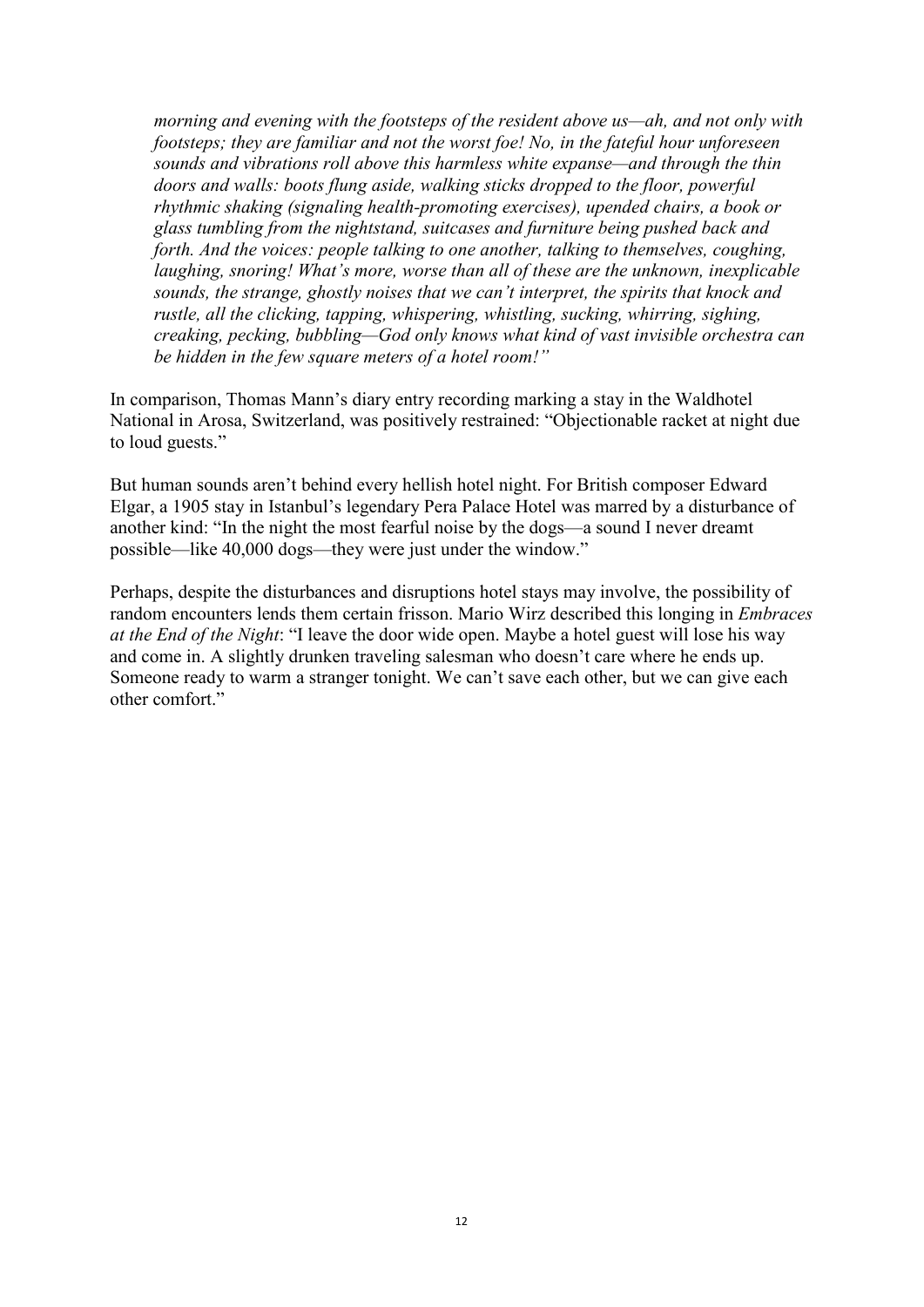*morning and evening with the footsteps of the resident above us—ah, and not only with footsteps; they are familiar and not the worst foe! No, in the fateful hour unforeseen sounds and vibrations roll above this harmless white expanse—and through the thin doors and walls: boots flung aside, walking sticks dropped to the floor, powerful rhythmic shaking (signaling health-promoting exercises), upended chairs, a book or glass tumbling from the nightstand, suitcases and furniture being pushed back and forth. And the voices: people talking to one another, talking to themselves, coughing, laughing, snoring! What's more, worse than all of these are the unknown, inexplicable sounds, the strange, ghostly noises that we can't interpret, the spirits that knock and rustle, all the clicking, tapping, whispering, whistling, sucking, whirring, sighing, creaking, pecking, bubbling—God only knows what kind of vast invisible orchestra can be hidden in the few square meters of a hotel room!"*

In comparison, Thomas Mann's diary entry recording marking a stay in the Waldhotel National in Arosa, Switzerland, was positively restrained: "Objectionable racket at night due to loud guests."

But human sounds aren't behind every hellish hotel night. For British composer Edward Elgar, a 1905 stay in Istanbul's legendary Pera Palace Hotel was marred by a disturbance of another kind: "In the night the most fearful noise by the dogs—a sound I never dreamt possible—like 40,000 dogs—they were just under the window."

Perhaps, despite the disturbances and disruptions hotel stays may involve, the possibility of random encounters lends them certain frisson. Mario Wirz described this longing in *Embraces at the End of the Night*: "I leave the door wide open. Maybe a hotel guest will lose his way and come in. A slightly drunken traveling salesman who doesn't care where he ends up. Someone ready to warm a stranger tonight. We can't save each other, but we can give each other comfort."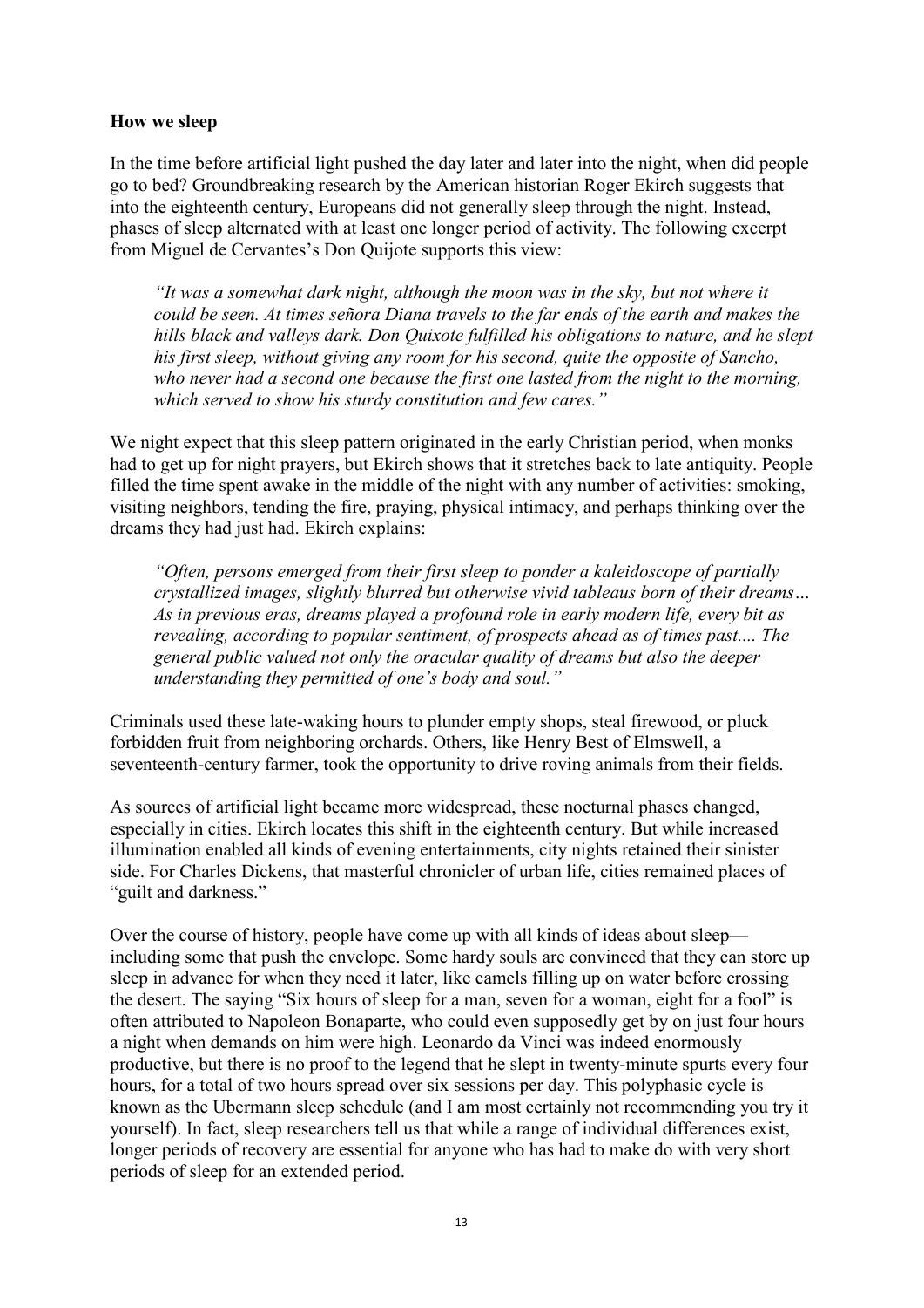**How we sleep**

In the time before artificial light pushed the day later and later into the night, when did people go to bed? Groundbreaking research by the American historian Roger Ekirch suggests that into the eighteenth century, Europeans did not generally sleep through the night. Instead, phases of sleep alternated with at least one longer period of activity. The following excerpt from Miguel de Cervantes's Don Quijote supports this view:

> *"It was a somewhat dark night, although the moon was in the sky, but not where it could be seen. At times señora Diana travels to the far ends of the earth and makes the hills black and valleys dark. Don Quixote fulfilled his obligations to nature, and he slept his first sleep, without giving any room for his second, quite the opposite of Sancho, who never had a second one because the first one lasted from the night to the morning, which served to show his sturdy constitution and few cares."*

We night expect that this sleep pattern originated in the early Christian period, when monks had to get up for night prayers, but Ekirch shows that it stretches back to late antiquity. People filled the time spent awake in the middle of the night with any number of activities: smoking, visiting neighbors, tending the fire, praying, physical intimacy, and perhaps thinking over the dreams they had just had. Ekirch explains:

> *"Often, persons emerged from their first sleep to ponder a kaleidoscope of partially crystallized images, slightly blurred but otherwise vivid tableaus born of their dreams… As in previous eras, dreams played a profound role in early modern life, every bit as revealing, according to popular sentiment, of prospects ahead as of times past.... The general public valued not only the oracular quality of dreams but also the deeper understanding they permitted of one's body and soul."*

Criminals used these late-waking hours to plunder empty shops, steal firewood, or pluck forbidden fruit from neighboring orchards. Others, like Henry Best of Elmswell, a seventeenth-century farmer, took the opportunity to drive roving animals from their fields.

As sources of artificial light became more widespread, these nocturnal phases changed, especially in cities. Ekirch locates this shift in the eighteenth century. But while increased illumination enabled all kinds of evening entertainments, city nights retained their sinister side. For Charles Dickens, that masterful chronicler of urban life, cities remained places of "guilt and darkness."

Over the course of history, people have come up with all kinds of ideas about sleep—including some that push the envelope. Some hardy souls are convinced that they can store up sleep in advance for when they need it later, like camels filling up on water before crossing the desert. The saying "Six hours of sleep for a man, seven for a woman, eight for a fool" is often attributed to Napoleon Bonaparte, who could even supposedly get by on just four hours a night when demands on him were high. Leonardo da Vinci was indeed enormously productive, but there is no proof to the legend that he slept in twenty-minute spurts every four hours, for a total of two hours spread over six sessions per day. This polyphasic cycle is known as the Ubermann sleep schedule (and I am most certainly not recommending you try it yourself). In fact, sleep researchers tell us that while a range of individual differences exist, longer periods of recovery are essential for anyone who has had to make do with very short periods of sleep for an extended period.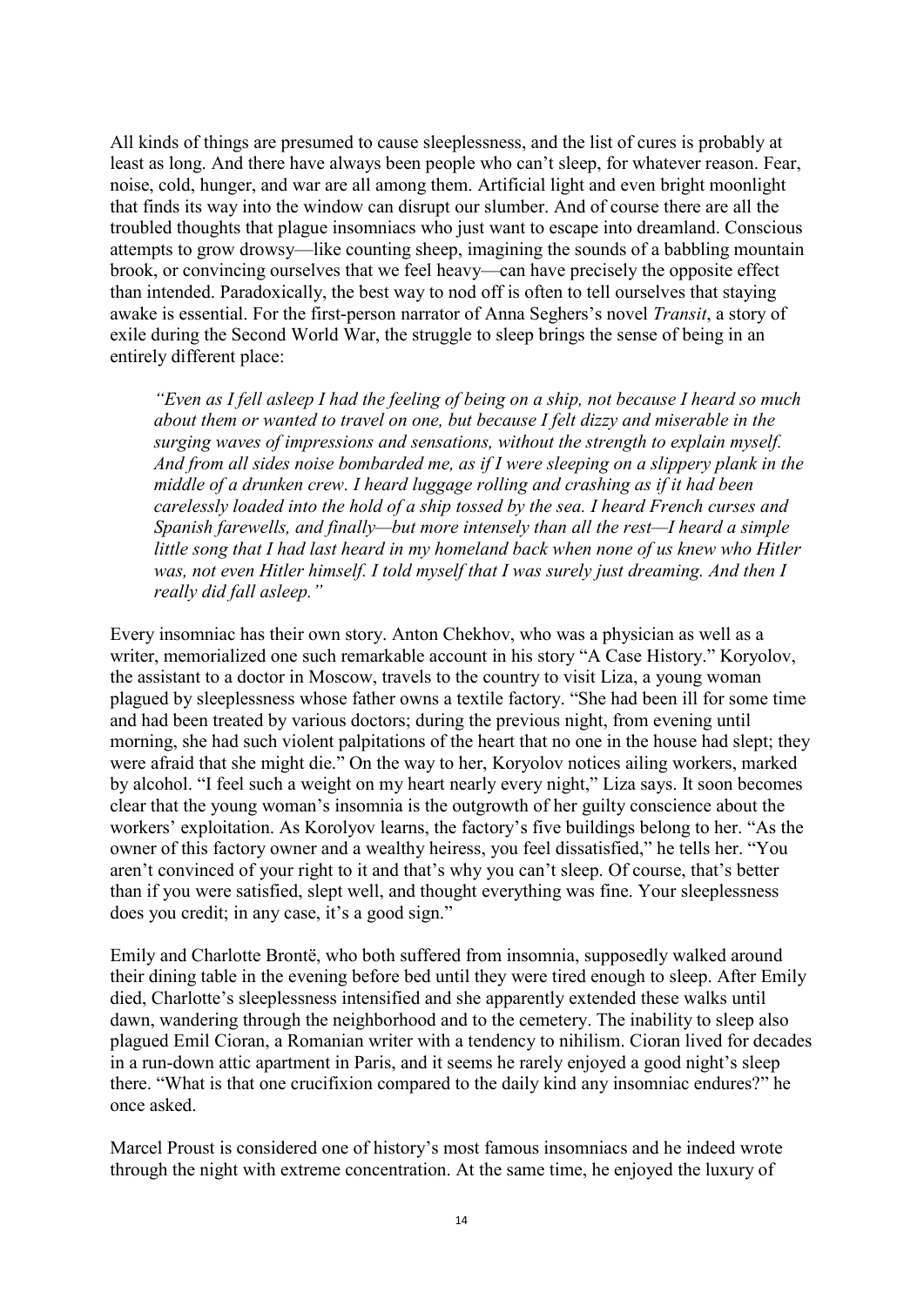All kinds of things are presumed to cause sleeplessness, and the list of cures is probably at least as long. And there have always been people who can't sleep, for whatever reason. Fear, noise, cold, hunger, and war are all among them. Artificial light and even bright moonlight that finds its way into the window can disrupt our slumber. And of course there are all the troubled thoughts that plague insomniacs who just want to escape into dreamland. Conscious attempts to grow drowsy—like counting sheep, imagining the sounds of a babbling mountain brook, or convincing ourselves that we feel heavy—can have precisely the opposite effect than intended. Paradoxically, the best way to nod off is often to tell ourselves that staying awake is essential. For the first-person narrator of Anna Seghers's novel *Transit*, a story of exile during the Second World War, the struggle to sleep brings the sense of being in an entirely different place:

> *"Even as I fell asleep I had the feeling of being on a ship, not because I heard so much about them or wanted to travel on one, but because I felt dizzy and miserable in the surging waves of impressions and sensations, without the strength to explain myself. And from all sides noise bombarded me, as if I were sleeping on a slippery plank in the middle of a drunken crew. I heard luggage rolling and crashing as if it had been carelessly loaded into the hold of a ship tossed by the sea. I heard French curses and Spanish farewells, and finally—but more intensely than all the rest—I heard a simple little song that I had last heard in my homeland back when none of us knew who Hitler was, not even Hitler himself. I told myself that I was surely just dreaming. And then I really did fall asleep."*

Every insomniac has their own story. Anton Chekhov, who was a physician as well as a writer, memorialized one such remarkable account in his story "A Case History." Koryolov, the assistant to a doctor in Moscow, travels to the country to visit Liza, a young woman plagued by sleeplessness whose father owns a textile factory. "She had been ill for some time and had been treated by various doctors; during the previous night, from evening until morning, she had such violent palpitations of the heart that no one in the house had slept; they were afraid that she might die." On the way to her, Koryolov notices ailing workers, marked by alcohol. "I feel such a weight on my heart nearly every night," Liza says. It soon becomes clear that the young woman's insomnia is the outgrowth of her guilty conscience about the workers' exploitation. As Korolyov learns, the factory's five buildings belong to her. "As the owner of this factory owner and a wealthy heiress, you feel dissatisfied," he tells her. "You aren't convinced of your right to it and that's why you can't sleep. Of course, that's better than if you were satisfied, slept well, and thought everything was fine. Your sleeplessness does you credit; in any case, it's a good sign."

Emily and Charlotte Brontë, who both suffered from insomnia, supposedly walked around their dining table in the evening before bed until they were tired enough to sleep. After Emily died, Charlotte's sleeplessness intensified and she apparently extended these walks until dawn, wandering through the neighborhood and to the cemetery. The inability to sleep also plagued Emil Cioran, a Romanian writer with a tendency to nihilism. Cioran lived for decades in a run-down attic apartment in Paris, and it seems he rarely enjoyed a good night's sleep there. "What is that one crucifixion compared to the daily kind any insomniac endures?" he once asked.

Marcel Proust is considered one of history's most famous insomniacs and he indeed wrote through the night with extreme concentration. At the same time, he enjoyed the luxury of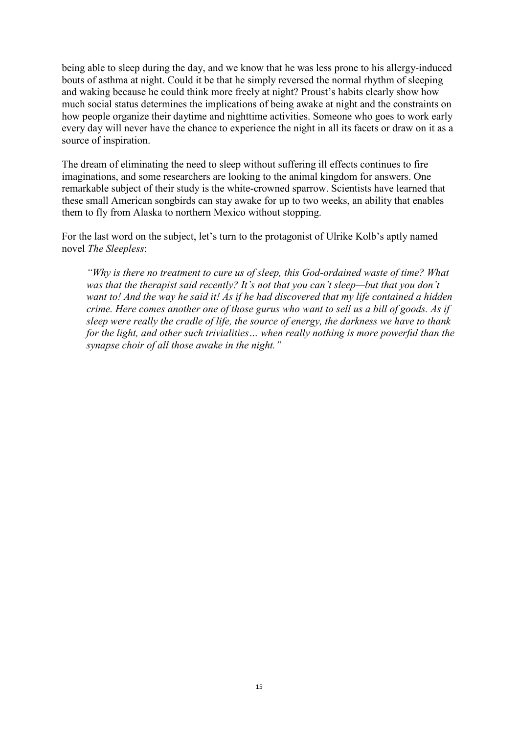being able to sleep during the day, and we know that he was less prone to his allergy-induced bouts of asthma at night. Could it be that he simply reversed the normal rhythm of sleeping and waking because he could think more freely at night? Proust's habits clearly show how much social status determines the implications of being awake at night and the constraints on how people organize their daytime and nighttime activities. Someone who goes to work early every day will never have the chance to experience the night in all its facets or draw on it as a source of inspiration.

The dream of eliminating the need to sleep without suffering ill effects continues to fire imaginations, and some researchers are looking to the animal kingdom for answers. One remarkable subject of their study is the white-crowned sparrow. Scientists have learned that these small American songbirds can stay awake for up to two weeks, an ability that enables them to fly from Alaska to northern Mexico without stopping.

For the last word on the subject, let's turn to the protagonist of Ulrike Kolb's aptly named novel *The Sleepless*:

> *"Why is there no treatment to cure us of sleep, this God-ordained waste of time? What was that the therapist said recently? It's not that you can't sleep—but that you don't want to! And the way he said it! As if he had discovered that my life contained a hidden crime. Here comes another one of those gurus who want to sell us a bill of goods. As if sleep were really the cradle of life, the source of energy, the darkness we have to thank for the light, and other such trivialities… when really nothing is more powerful than the synapse choir of all those awake in the night."*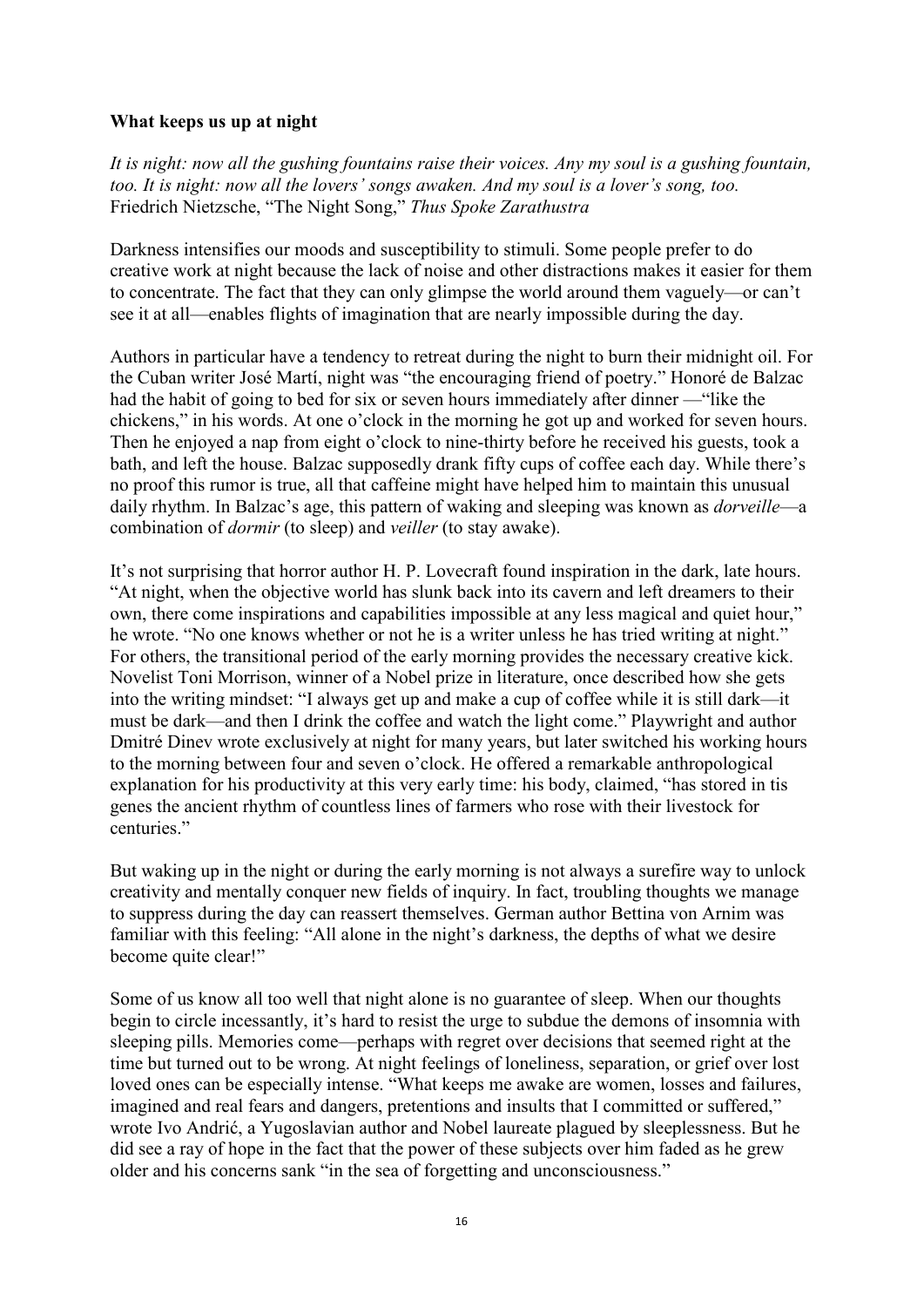**What keeps us up at night**

*It is night: now all the gushing fountains raise their voices. Any my soul is a gushing fountain, too. It is night: now all the lovers' songs awaken. And my soul is a lover's song, too.*
Friedrich Nietzsche, "The Night Song," *Thus Spoke Zarathustra*

Darkness intensifies our moods and susceptibility to stimuli. Some people prefer to do creative work at night because the lack of noise and other distractions makes it easier for them to concentrate. The fact that they can only glimpse the world around them vaguely—or can't see it at all—enables flights of imagination that are nearly impossible during the day.

Authors in particular have a tendency to retreat during the night to burn their midnight oil. For the Cuban writer José Martí, night was "the encouraging friend of poetry." Honoré de Balzac had the habit of going to bed for six or seven hours immediately after dinner —"like the chickens," in his words. At one o'clock in the morning he got up and worked for seven hours. Then he enjoyed a nap from eight o'clock to nine-thirty before he received his guests, took a bath, and left the house. Balzac supposedly drank fifty cups of coffee each day. While there's no proof this rumor is true, all that caffeine might have helped him to maintain this unusual daily rhythm. In Balzac's age, this pattern of waking and sleeping was known as *dorveille*—a combination of *dormir* (to sleep) and *veiller* (to stay awake).

It's not surprising that horror author H. P. Lovecraft found inspiration in the dark, late hours. "At night, when the objective world has slunk back into its cavern and left dreamers to their own, there come inspirations and capabilities impossible at any less magical and quiet hour," he wrote. "No one knows whether or not he is a writer unless he has tried writing at night." For others, the transitional period of the early morning provides the necessary creative kick. Novelist Toni Morrison, winner of a Nobel prize in literature, once described how she gets into the writing mindset: "I always get up and make a cup of coffee while it is still dark—it must be dark—and then I drink the coffee and watch the light come." Playwright and author Dmitré Dinev wrote exclusively at night for many years, but later switched his working hours to the morning between four and seven o'clock. He offered a remarkable anthropological explanation for his productivity at this very early time: his body, claimed, "has stored in tis genes the ancient rhythm of countless lines of farmers who rose with their livestock for centuries."

But waking up in the night or during the early morning is not always a surefire way to unlock creativity and mentally conquer new fields of inquiry. In fact, troubling thoughts we manage to suppress during the day can reassert themselves. German author Bettina von Arnim was familiar with this feeling: "All alone in the night's darkness, the depths of what we desire become quite clear!"

Some of us know all too well that night alone is no guarantee of sleep. When our thoughts begin to circle incessantly, it's hard to resist the urge to subdue the demons of insomnia with sleeping pills. Memories come—perhaps with regret over decisions that seemed right at the time but turned out to be wrong. At night feelings of loneliness, separation, or grief over lost loved ones can be especially intense. "What keeps me awake are women, losses and failures, imagined and real fears and dangers, pretentions and insults that I committed or suffered," wrote Ivo Andrić, a Yugoslavian author and Nobel laureate plagued by sleeplessness. But he did see a ray of hope in the fact that the power of these subjects over him faded as he grew older and his concerns sank "in the sea of forgetting and unconsciousness."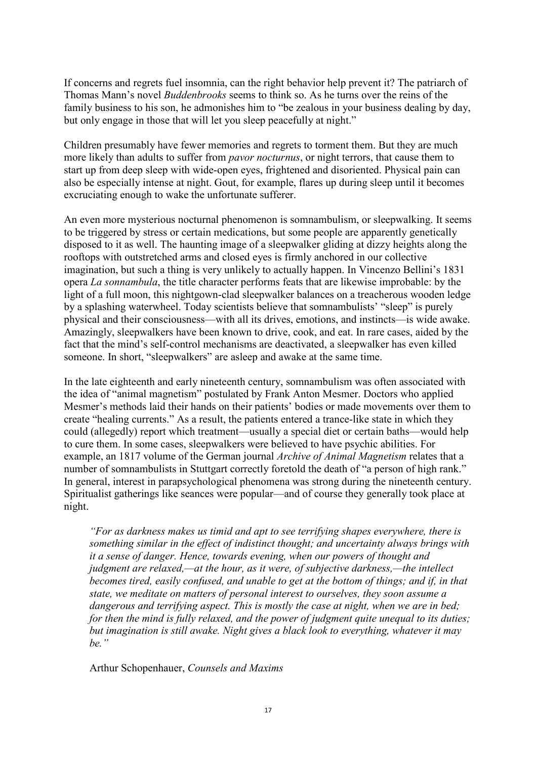If concerns and regrets fuel insomnia, can the right behavior help prevent it? The patriarch of Thomas Mann's novel *Buddenbrooks* seems to think so. As he turns over the reins of the family business to his son, he admonishes him to "be zealous in your business dealing by day, but only engage in those that will let you sleep peacefully at night."

Children presumably have fewer memories and regrets to torment them. But they are much more likely than adults to suffer from *pavor nocturnus*, or night terrors, that cause them to start up from deep sleep with wide-open eyes, frightened and disoriented. Physical pain can also be especially intense at night. Gout, for example, flares up during sleep until it becomes excruciating enough to wake the unfortunate sufferer.

An even more mysterious nocturnal phenomenon is somnambulism, or sleepwalking. It seems to be triggered by stress or certain medications, but some people are apparently genetically disposed to it as well. The haunting image of a sleepwalker gliding at dizzy heights along the rooftops with outstretched arms and closed eyes is firmly anchored in our collective imagination, but such a thing is very unlikely to actually happen. In Vincenzo Bellini's 1831 opera *La sonnambula*, the title character performs feats that are likewise improbable: by the light of a full moon, this nightgown-clad sleepwalker balances on a treacherous wooden ledge by a splashing waterwheel. Today scientists believe that somnambulists' "sleep" is purely physical and their consciousness—with all its drives, emotions, and instincts—is wide awake. Amazingly, sleepwalkers have been known to drive, cook, and eat. In rare cases, aided by the fact that the mind's self-control mechanisms are deactivated, a sleepwalker has even killed someone. In short, "sleepwalkers" are asleep and awake at the same time.

In the late eighteenth and early nineteenth century, somnambulism was often associated with the idea of "animal magnetism" postulated by Frank Anton Mesmer. Doctors who applied Mesmer's methods laid their hands on their patients' bodies or made movements over them to create "healing currents." As a result, the patients entered a trance-like state in which they could (allegedly) report which treatment—usually a special diet or certain baths—would help to cure them. In some cases, sleepwalkers were believed to have psychic abilities. For example, an 1817 volume of the German journal *Archive of Animal Magnetism* relates that a number of somnambulists in Stuttgart correctly foretold the death of "a person of high rank." In general, interest in parapsychological phenomena was strong during the nineteenth century. Spiritualist gatherings like seances were popular—and of course they generally took place at night.

> *"For as darkness makes us timid and apt to see terrifying shapes everywhere, there is something similar in the effect of indistinct thought; and uncertainty always brings with it a sense of danger. Hence, towards evening, when our powers of thought and judgment are relaxed,—at the hour, as it were, of subjective darkness,—the intellect becomes tired, easily confused, and unable to get at the bottom of things; and if, in that state, we meditate on matters of personal interest to ourselves, they soon assume a dangerous and terrifying aspect. This is mostly the case at night, when we are in bed; for then the mind is fully relaxed, and the power of judgment quite unequal to its duties; but imagination is still awake. Night gives a black look to everything, whatever it may be."*
>
> Arthur Schopenhauer, *Counsels and Maxims*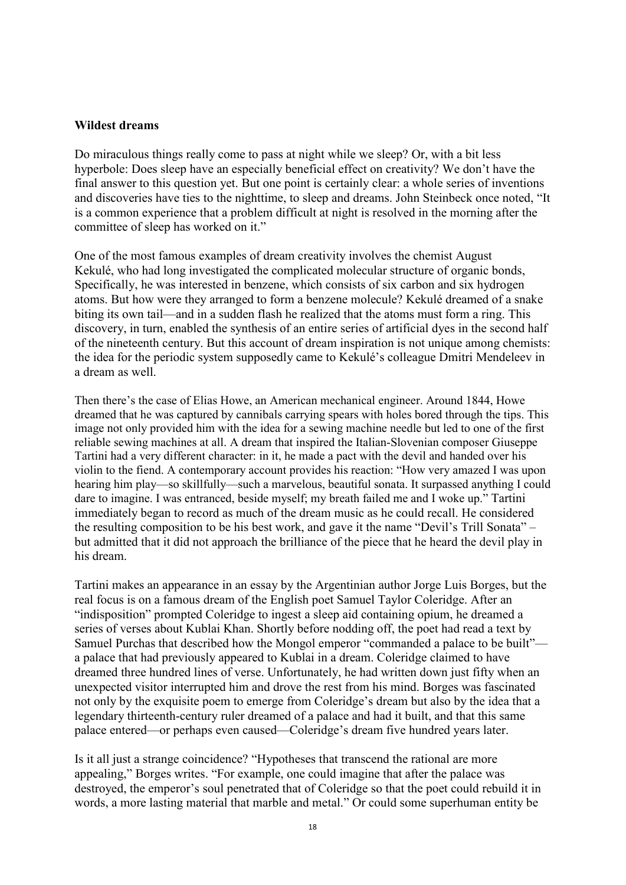**Wildest dreams**

Do miraculous things really come to pass at night while we sleep? Or, with a bit less hyperbole: Does sleep have an especially beneficial effect on creativity? We don't have the final answer to this question yet. But one point is certainly clear: a whole series of inventions and discoveries have ties to the nighttime, to sleep and dreams. John Steinbeck once noted, "It is a common experience that a problem difficult at night is resolved in the morning after the committee of sleep has worked on it."

One of the most famous examples of dream creativity involves the chemist August Kekulé, who had long investigated the complicated molecular structure of organic bonds, Specifically, he was interested in benzene, which consists of six carbon and six hydrogen atoms. But how were they arranged to form a benzene molecule? Kekulé dreamed of a snake biting its own tail—and in a sudden flash he realized that the atoms must form a ring. This discovery, in turn, enabled the synthesis of an entire series of artificial dyes in the second half of the nineteenth century. But this account of dream inspiration is not unique among chemists: the idea for the periodic system supposedly came to Kekulé's colleague Dmitri Mendeleev in a dream as well.

Then there's the case of Elias Howe, an American mechanical engineer. Around 1844, Howe dreamed that he was captured by cannibals carrying spears with holes bored through the tips. This image not only provided him with the idea for a sewing machine needle but led to one of the first reliable sewing machines at all. A dream that inspired the Italian-Slovenian composer Giuseppe Tartini had a very different character: in it, he made a pact with the devil and handed over his violin to the fiend. A contemporary account provides his reaction: "How very amazed I was upon hearing him play—so skillfully—such a marvelous, beautiful sonata. It surpassed anything I could dare to imagine. I was entranced, beside myself; my breath failed me and I woke up." Tartini immediately began to record as much of the dream music as he could recall. He considered the resulting composition to be his best work, and gave it the name "Devil's Trill Sonata" – but admitted that it did not approach the brilliance of the piece that he heard the devil play in his dream.

Tartini makes an appearance in an essay by the Argentinian author Jorge Luis Borges, but the real focus is on a famous dream of the English poet Samuel Taylor Coleridge. After an "indisposition" prompted Coleridge to ingest a sleep aid containing opium, he dreamed a series of verses about Kublai Khan. Shortly before nodding off, the poet had read a text by Samuel Purchas that described how the Mongol emperor "commanded a palace to be built"—a palace that had previously appeared to Kublai in a dream. Coleridge claimed to have dreamed three hundred lines of verse. Unfortunately, he had written down just fifty when an unexpected visitor interrupted him and drove the rest from his mind. Borges was fascinated not only by the exquisite poem to emerge from Coleridge's dream but also by the idea that a legendary thirteenth-century ruler dreamed of a palace and had it built, and that this same palace entered—or perhaps even caused—Coleridge's dream five hundred years later.

Is it all just a strange coincidence? "Hypotheses that transcend the rational are more appealing," Borges writes. "For example, one could imagine that after the palace was destroyed, the emperor's soul penetrated that of Coleridge so that the poet could rebuild it in words, a more lasting material that marble and metal." Or could some superhuman entity be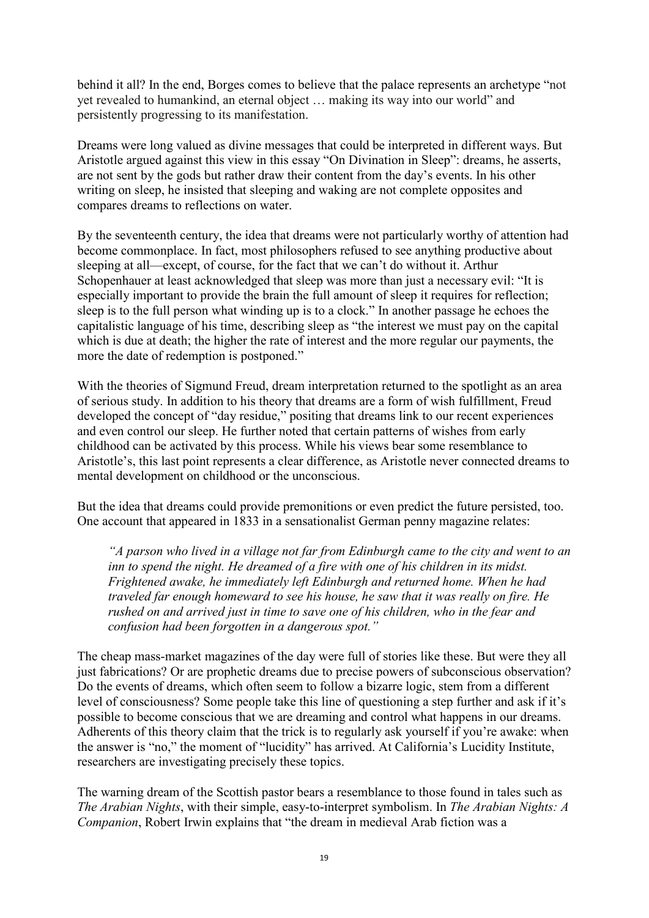behind it all? In the end, Borges comes to believe that the palace represents an archetype "not yet revealed to humankind, an eternal object … making its way into our world" and persistently progressing to its manifestation.

Dreams were long valued as divine messages that could be interpreted in different ways. But Aristotle argued against this view in this essay "On Divination in Sleep": dreams, he asserts, are not sent by the gods but rather draw their content from the day's events. In his other writing on sleep, he insisted that sleeping and waking are not complete opposites and compares dreams to reflections on water.

By the seventeenth century, the idea that dreams were not particularly worthy of attention had become commonplace. In fact, most philosophers refused to see anything productive about sleeping at all—except, of course, for the fact that we can't do without it. Arthur Schopenhauer at least acknowledged that sleep was more than just a necessary evil: "It is especially important to provide the brain the full amount of sleep it requires for reflection; sleep is to the full person what winding up is to a clock." In another passage he echoes the capitalistic language of his time, describing sleep as "the interest we must pay on the capital which is due at death; the higher the rate of interest and the more regular our payments, the more the date of redemption is postponed."

With the theories of Sigmund Freud, dream interpretation returned to the spotlight as an area of serious study. In addition to his theory that dreams are a form of wish fulfillment, Freud developed the concept of "day residue," positing that dreams link to our recent experiences and even control our sleep. He further noted that certain patterns of wishes from early childhood can be activated by this process. While his views bear some resemblance to Aristotle's, this last point represents a clear difference, as Aristotle never connected dreams to mental development on childhood or the unconscious.

But the idea that dreams could provide premonitions or even predict the future persisted, too. One account that appeared in 1833 in a sensationalist German penny magazine relates:

> *"A parson who lived in a village not far from Edinburgh came to the city and went to an inn to spend the night. He dreamed of a fire with one of his children in its midst. Frightened awake, he immediately left Edinburgh and returned home. When he had traveled far enough homeward to see his house, he saw that it was really on fire. He rushed on and arrived just in time to save one of his children, who in the fear and confusion had been forgotten in a dangerous spot."*

The cheap mass-market magazines of the day were full of stories like these. But were they all just fabrications? Or are prophetic dreams due to precise powers of subconscious observation? Do the events of dreams, which often seem to follow a bizarre logic, stem from a different level of consciousness? Some people take this line of questioning a step further and ask if it's possible to become conscious that we are dreaming and control what happens in our dreams. Adherents of this theory claim that the trick is to regularly ask yourself if you're awake: when the answer is "no," the moment of "lucidity" has arrived. At California's Lucidity Institute, researchers are investigating precisely these topics.

The warning dream of the Scottish pastor bears a resemblance to those found in tales such as *The Arabian Nights*, with their simple, easy-to-interpret symbolism. In *The Arabian Nights: A Companion*, Robert Irwin explains that "the dream in medieval Arab fiction was a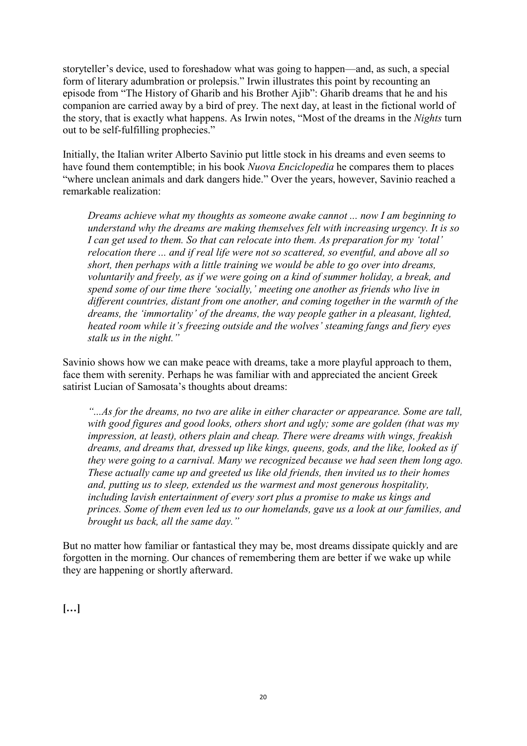storyteller's device, used to foreshadow what was going to happen—and, as such, a special form of literary adumbration or prolepsis." Irwin illustrates this point by recounting an episode from "The History of Gharib and his Brother Ajib": Gharib dreams that he and his companion are carried away by a bird of prey. The next day, at least in the fictional world of the story, that is exactly what happens. As Irwin notes, "Most of the dreams in the *Nights* turn out to be self-fulfilling prophecies."

Initially, the Italian writer Alberto Savinio put little stock in his dreams and even seems to have found them contemptible; in his book *Nuova Enciclopedia* he compares them to places "where unclean animals and dark dangers hide." Over the years, however, Savinio reached a remarkable realization:

> *Dreams achieve what my thoughts as someone awake cannot ... now I am beginning to understand why the dreams are making themselves felt with increasing urgency. It is so I can get used to them. So that can relocate into them. As preparation for my 'total' relocation there ... and if real life were not so scattered, so eventful, and above all so short, then perhaps with a little training we would be able to go over into dreams, voluntarily and freely, as if we were going on a kind of summer holiday, a break, and spend some of our time there 'socially,' meeting one another as friends who live in different countries, distant from one another, and coming together in the warmth of the dreams, the 'immortality' of the dreams, the way people gather in a pleasant, lighted, heated room while it's freezing outside and the wolves' steaming fangs and fiery eyes stalk us in the night."*

Savinio shows how we can make peace with dreams, take a more playful approach to them, face them with serenity. Perhaps he was familiar with and appreciated the ancient Greek satirist Lucian of Samosata's thoughts about dreams:

> *"...As for the dreams, no two are alike in either character or appearance. Some are tall, with good figures and good looks, others short and ugly; some are golden (that was my impression, at least), others plain and cheap. There were dreams with wings, freakish dreams, and dreams that, dressed up like kings, queens, gods, and the like, looked as if they were going to a carnival. Many we recognized because we had seen them long ago. These actually came up and greeted us like old friends, then invited us to their homes and, putting us to sleep, extended us the warmest and most generous hospitality, including lavish entertainment of every sort plus a promise to make us kings and princes. Some of them even led us to our homelands, gave us a look at our families, and brought us back, all the same day."*

But no matter how familiar or fantastical they may be, most dreams dissipate quickly and are forgotten in the morning. Our chances of remembering them are better if we wake up while they are happening or shortly afterward.

**[…]**